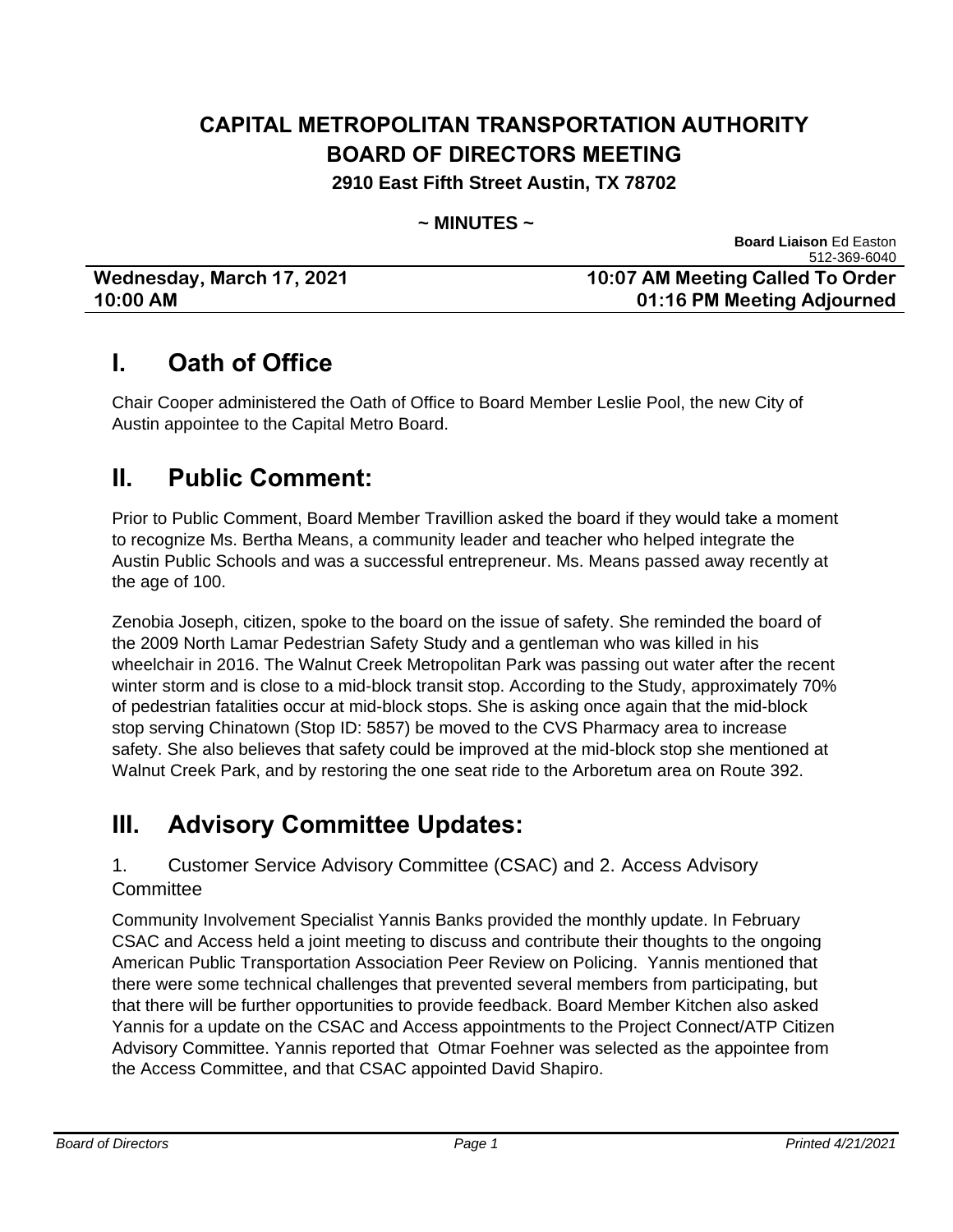# CAPITAL METROPOLITAN TRANSPORTATION AUTHORITY
# BOARD OF DIRECTORS MEETING

**2910 East Fifth Street Austin, TX 78702**

**~ MINUTES ~**

**Board Liaison** Ed Easton
512-369-6040

| | |
|---|---|
| **Wednesday, March 17, 2021** | **10:07 AM Meeting Called To Order** |
| **10:00 AM** | **01:16 PM Meeting Adjourned** |

## I. Oath of Office

Chair Cooper administered the Oath of Office to Board Member Leslie Pool, the new City of Austin appointee to the Capital Metro Board.

## II. Public Comment:

Prior to Public Comment, Board Member Travillion asked the board if they would take a moment to recognize Ms. Bertha Means, a community leader and teacher who helped integrate the Austin Public Schools and was a successful entrepreneur. Ms. Means passed away recently at the age of 100.

Zenobia Joseph, citizen, spoke to the board on the issue of safety. She reminded the board of the 2009 North Lamar Pedestrian Safety Study and a gentleman who was killed in his wheelchair in 2016. The Walnut Creek Metropolitan Park was passing out water after the recent winter storm and is close to a mid-block transit stop. According to the Study, approximately 70% of pedestrian fatalities occur at mid-block stops. She is asking once again that the mid-block stop serving Chinatown (Stop ID: 5857) be moved to the CVS Pharmacy area to increase safety. She also believes that safety could be improved at the mid-block stop she mentioned at Walnut Creek Park, and by restoring the one seat ride to the Arboretum area on Route 392.

## III. Advisory Committee Updates:

1. Customer Service Advisory Committee (CSAC) and 2. Access Advisory Committee

Community Involvement Specialist Yannis Banks provided the monthly update. In February CSAC and Access held a joint meeting to discuss and contribute their thoughts to the ongoing American Public Transportation Association Peer Review on Policing. Yannis mentioned that there were some technical challenges that prevented several members from participating, but that there will be further opportunities to provide feedback. Board Member Kitchen also asked Yannis for a update on the CSAC and Access appointments to the Project Connect/ATP Citizen Advisory Committee. Yannis reported that Otmar Foehner was selected as the appointee from the Access Committee, and that CSAC appointed David Shapiro.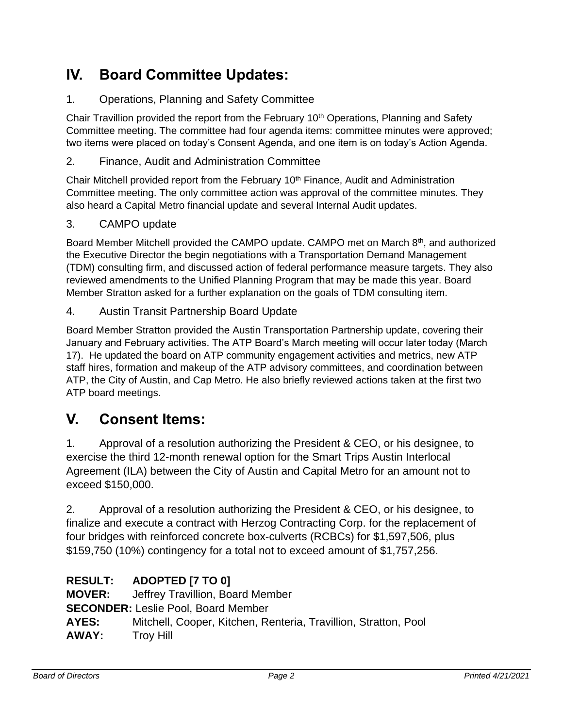## IV. Board Committee Updates:

1. Operations, Planning and Safety Committee

Chair Travillion provided the report from the February 10th Operations, Planning and Safety Committee meeting. The committee had four agenda items: committee minutes were approved; two items were placed on today's Consent Agenda, and one item is on today's Action Agenda.

2. Finance, Audit and Administration Committee

Chair Mitchell provided report from the February 10th Finance, Audit and Administration Committee meeting. The only committee action was approval of the committee minutes. They also heard a Capital Metro financial update and several Internal Audit updates.

3. CAMPO update

Board Member Mitchell provided the CAMPO update. CAMPO met on March 8th, and authorized the Executive Director the begin negotiations with a Transportation Demand Management (TDM) consulting firm, and discussed action of federal performance measure targets. They also reviewed amendments to the Unified Planning Program that may be made this year. Board Member Stratton asked for a further explanation on the goals of TDM consulting item.

4. Austin Transit Partnership Board Update

Board Member Stratton provided the Austin Transportation Partnership update, covering their January and February activities. The ATP Board's March meeting will occur later today (March 17). He updated the board on ATP community engagement activities and metrics, new ATP staff hires, formation and makeup of the ATP advisory committees, and coordination between ATP, the City of Austin, and Cap Metro. He also briefly reviewed actions taken at the first two ATP board meetings.

## V. Consent Items:

1. Approval of a resolution authorizing the President & CEO, or his designee, to exercise the third 12-month renewal option for the Smart Trips Austin Interlocal Agreement (ILA) between the City of Austin and Capital Metro for an amount not to exceed $150,000.

2. Approval of a resolution authorizing the President & CEO, or his designee, to finalize and execute a contract with Herzog Contracting Corp. for the replacement of four bridges with reinforced concrete box-culverts (RCBCs) for $1,597,506, plus $159,750 (10%) contingency for a total not to exceed amount of $1,757,256.

**RESULT:** **ADOPTED [7 TO 0]**
**MOVER:** Jeffrey Travillion, Board Member
**SECONDER:** Leslie Pool, Board Member
**AYES:** Mitchell, Cooper, Kitchen, Renteria, Travillion, Stratton, Pool
**AWAY:** Troy Hill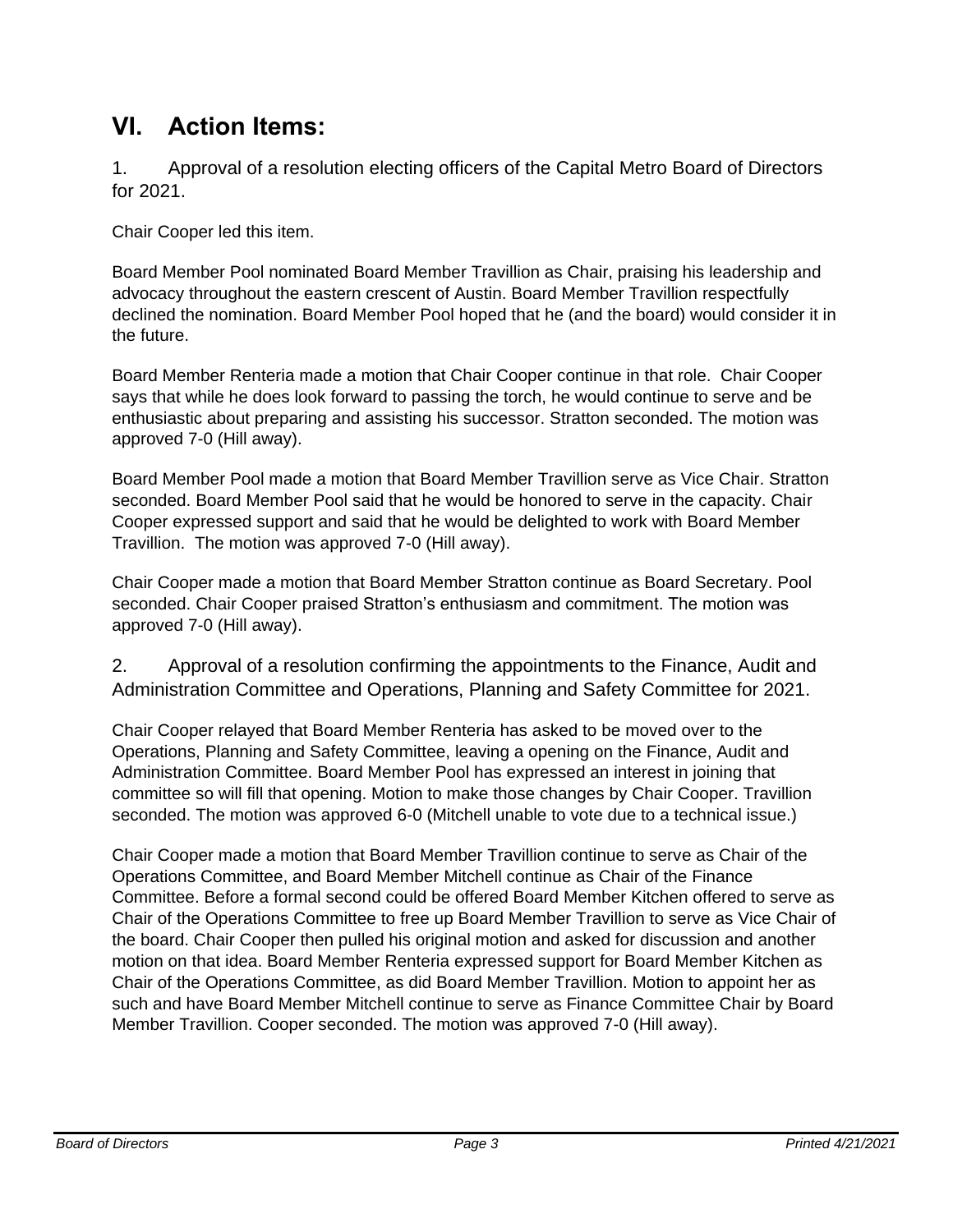# VI. Action Items:

1. Approval of a resolution electing officers of the Capital Metro Board of Directors for 2021.

Chair Cooper led this item.

Board Member Pool nominated Board Member Travillion as Chair, praising his leadership and advocacy throughout the eastern crescent of Austin. Board Member Travillion respectfully declined the nomination. Board Member Pool hoped that he (and the board) would consider it in the future.

Board Member Renteria made a motion that Chair Cooper continue in that role. Chair Cooper says that while he does look forward to passing the torch, he would continue to serve and be enthusiastic about preparing and assisting his successor. Stratton seconded. The motion was approved 7-0 (Hill away).

Board Member Pool made a motion that Board Member Travillion serve as Vice Chair. Stratton seconded. Board Member Pool said that he would be honored to serve in the capacity. Chair Cooper expressed support and said that he would be delighted to work with Board Member Travillion. The motion was approved 7-0 (Hill away).

Chair Cooper made a motion that Board Member Stratton continue as Board Secretary. Pool seconded. Chair Cooper praised Stratton's enthusiasm and commitment. The motion was approved 7-0 (Hill away).

2. Approval of a resolution confirming the appointments to the Finance, Audit and Administration Committee and Operations, Planning and Safety Committee for 2021.

Chair Cooper relayed that Board Member Renteria has asked to be moved over to the Operations, Planning and Safety Committee, leaving a opening on the Finance, Audit and Administration Committee. Board Member Pool has expressed an interest in joining that committee so will fill that opening. Motion to make those changes by Chair Cooper. Travillion seconded. The motion was approved 6-0 (Mitchell unable to vote due to a technical issue.)

Chair Cooper made a motion that Board Member Travillion continue to serve as Chair of the Operations Committee, and Board Member Mitchell continue as Chair of the Finance Committee. Before a formal second could be offered Board Member Kitchen offered to serve as Chair of the Operations Committee to free up Board Member Travillion to serve as Vice Chair of the board. Chair Cooper then pulled his original motion and asked for discussion and another motion on that idea. Board Member Renteria expressed support for Board Member Kitchen as Chair of the Operations Committee, as did Board Member Travillion. Motion to appoint her as such and have Board Member Mitchell continue to serve as Finance Committee Chair by Board Member Travillion. Cooper seconded. The motion was approved 7-0 (Hill away).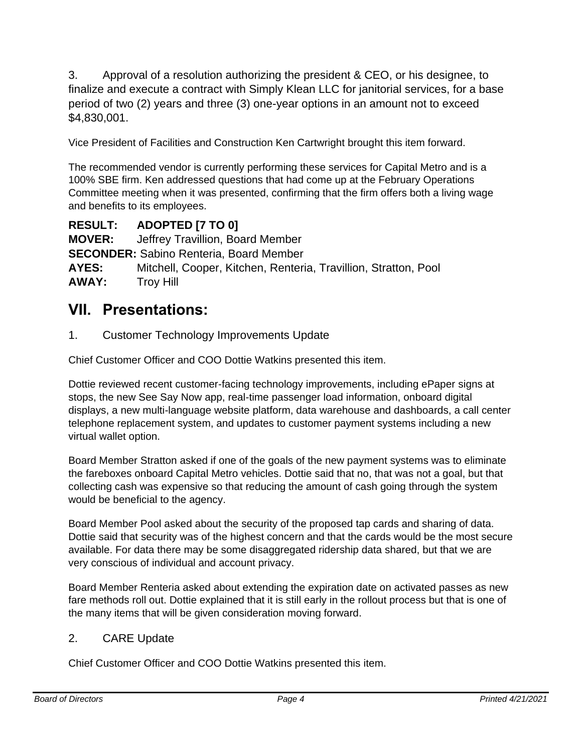3. Approval of a resolution authorizing the president & CEO, or his designee, to finalize and execute a contract with Simply Klean LLC for janitorial services, for a base period of two (2) years and three (3) one-year options in an amount not to exceed $4,830,001.

Vice President of Facilities and Construction Ken Cartwright brought this item forward.

The recommended vendor is currently performing these services for Capital Metro and is a 100% SBE firm. Ken addressed questions that had come up at the February Operations Committee meeting when it was presented, confirming that the firm offers both a living wage and benefits to its employees.

**RESULT:** **ADOPTED [7 TO 0]**
**MOVER:** Jeffrey Travillion, Board Member
**SECONDER:** Sabino Renteria, Board Member
**AYES:** Mitchell, Cooper, Kitchen, Renteria, Travillion, Stratton, Pool
**AWAY:** Troy Hill

# VII. Presentations:

1. Customer Technology Improvements Update

Chief Customer Officer and COO Dottie Watkins presented this item.

Dottie reviewed recent customer-facing technology improvements, including ePaper signs at stops, the new See Say Now app, real-time passenger load information, onboard digital displays, a new multi-language website platform, data warehouse and dashboards, a call center telephone replacement system, and updates to customer payment systems including a new virtual wallet option.

Board Member Stratton asked if one of the goals of the new payment systems was to eliminate the fareboxes onboard Capital Metro vehicles. Dottie said that no, that was not a goal, but that collecting cash was expensive so that reducing the amount of cash going through the system would be beneficial to the agency.

Board Member Pool asked about the security of the proposed tap cards and sharing of data. Dottie said that security was of the highest concern and that the cards would be the most secure available. For data there may be some disaggregated ridership data shared, but that we are very conscious of individual and account privacy.

Board Member Renteria asked about extending the expiration date on activated passes as new fare methods roll out. Dottie explained that it is still early in the rollout process but that is one of the many items that will be given consideration moving forward.

2. CARE Update

Chief Customer Officer and COO Dottie Watkins presented this item.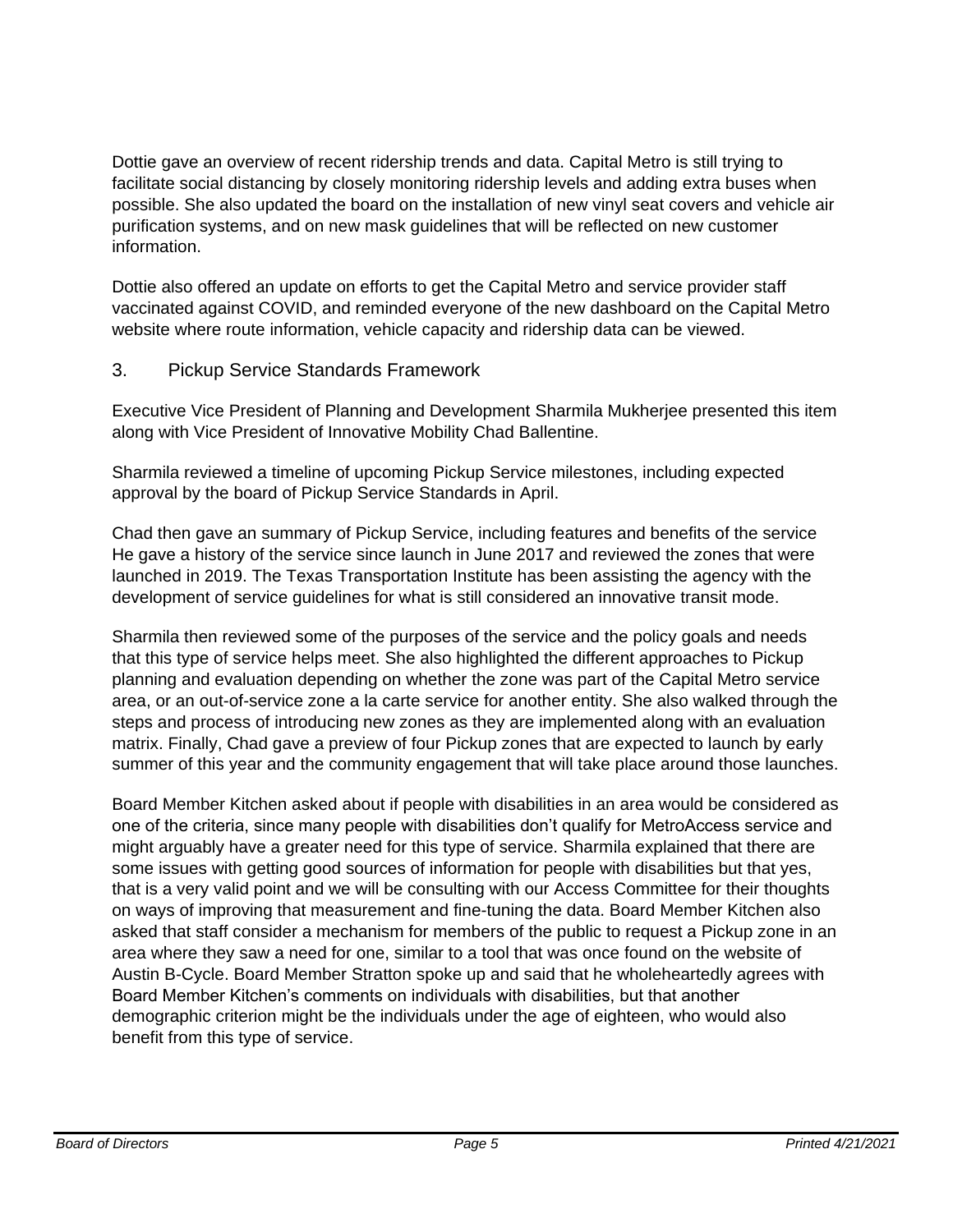Dottie gave an overview of recent ridership trends and data. Capital Metro is still trying to facilitate social distancing by closely monitoring ridership levels and adding extra buses when possible. She also updated the board on the installation of new vinyl seat covers and vehicle air purification systems, and on new mask guidelines that will be reflected on new customer information.

Dottie also offered an update on efforts to get the Capital Metro and service provider staff vaccinated against COVID, and reminded everyone of the new dashboard on the Capital Metro website where route information, vehicle capacity and ridership data can be viewed.

## 3. Pickup Service Standards Framework

Executive Vice President of Planning and Development Sharmila Mukherjee presented this item along with Vice President of Innovative Mobility Chad Ballentine.

Sharmila reviewed a timeline of upcoming Pickup Service milestones, including expected approval by the board of Pickup Service Standards in April.

Chad then gave an summary of Pickup Service, including features and benefits of the service He gave a history of the service since launch in June 2017 and reviewed the zones that were launched in 2019. The Texas Transportation Institute has been assisting the agency with the development of service guidelines for what is still considered an innovative transit mode.

Sharmila then reviewed some of the purposes of the service and the policy goals and needs that this type of service helps meet. She also highlighted the different approaches to Pickup planning and evaluation depending on whether the zone was part of the Capital Metro service area, or an out-of-service zone a la carte service for another entity. She also walked through the steps and process of introducing new zones as they are implemented along with an evaluation matrix. Finally, Chad gave a preview of four Pickup zones that are expected to launch by early summer of this year and the community engagement that will take place around those launches.

Board Member Kitchen asked about if people with disabilities in an area would be considered as one of the criteria, since many people with disabilities don't qualify for MetroAccess service and might arguably have a greater need for this type of service. Sharmila explained that there are some issues with getting good sources of information for people with disabilities but that yes, that is a very valid point and we will be consulting with our Access Committee for their thoughts on ways of improving that measurement and fine-tuning the data. Board Member Kitchen also asked that staff consider a mechanism for members of the public to request a Pickup zone in an area where they saw a need for one, similar to a tool that was once found on the website of Austin B-Cycle. Board Member Stratton spoke up and said that he wholeheartedly agrees with Board Member Kitchen's comments on individuals with disabilities, but that another demographic criterion might be the individuals under the age of eighteen, who would also benefit from this type of service.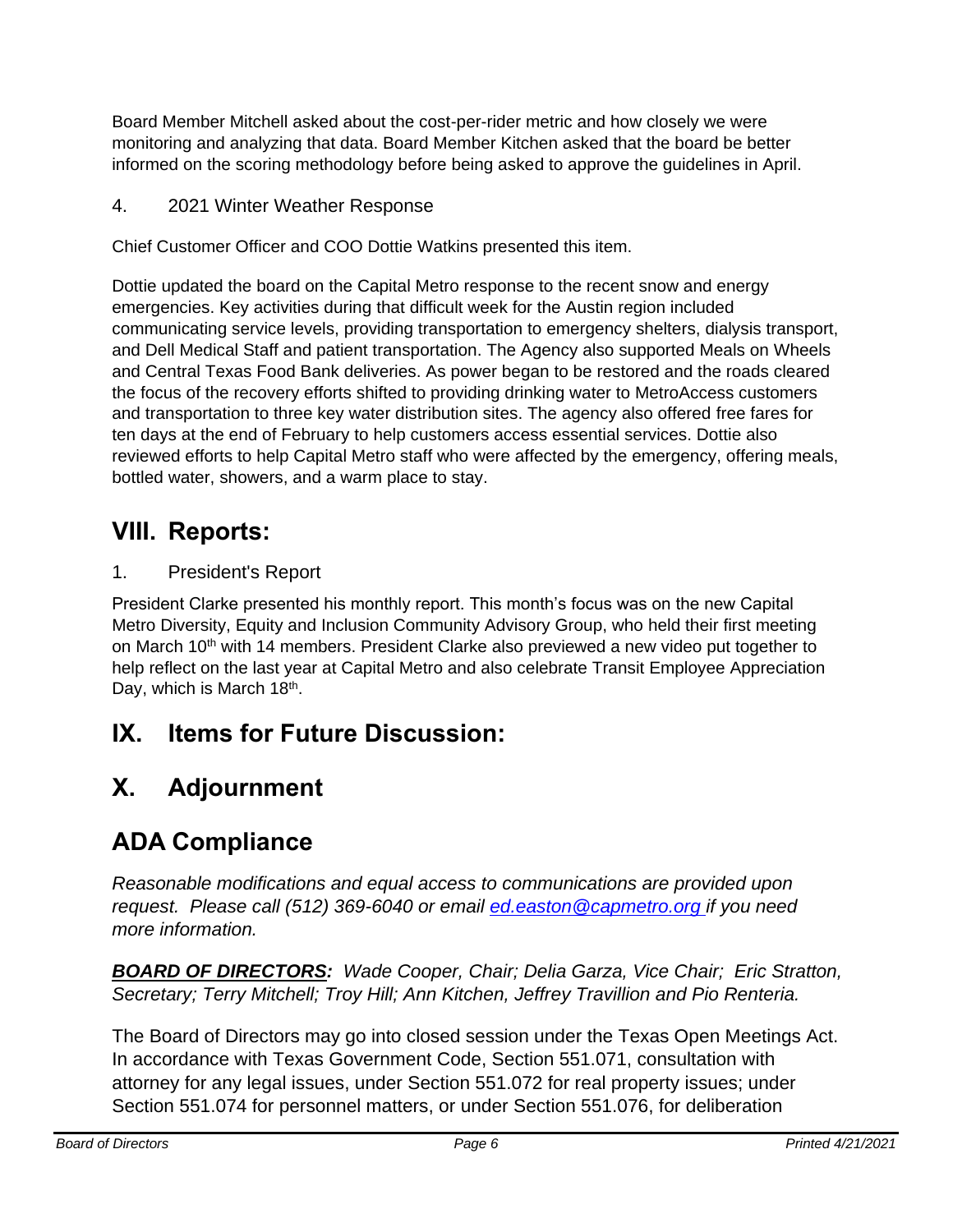Board Member Mitchell asked about the cost-per-rider metric and how closely we were monitoring and analyzing that data. Board Member Kitchen asked that the board be better informed on the scoring methodology before being asked to approve the guidelines in April.

4. 2021 Winter Weather Response

Chief Customer Officer and COO Dottie Watkins presented this item.

Dottie updated the board on the Capital Metro response to the recent snow and energy emergencies. Key activities during that difficult week for the Austin region included communicating service levels, providing transportation to emergency shelters, dialysis transport, and Dell Medical Staff and patient transportation. The Agency also supported Meals on Wheels and Central Texas Food Bank deliveries. As power began to be restored and the roads cleared the focus of the recovery efforts shifted to providing drinking water to MetroAccess customers and transportation to three key water distribution sites. The agency also offered free fares for ten days at the end of February to help customers access essential services. Dottie also reviewed efforts to help Capital Metro staff who were affected by the emergency, offering meals, bottled water, showers, and a warm place to stay.

# VIII. Reports:

1. President's Report

President Clarke presented his monthly report. This month's focus was on the new Capital Metro Diversity, Equity and Inclusion Community Advisory Group, who held their first meeting on March 10th with 14 members. President Clarke also previewed a new video put together to help reflect on the last year at Capital Metro and also celebrate Transit Employee Appreciation Day, which is March 18th.

# IX. Items for Future Discussion:

# X. Adjournment

# ADA Compliance

*Reasonable modifications and equal access to communications are provided upon request. Please call (512) 369-6040 or email ed.easton@capmetro.org if you need more information.*

***BOARD OF DIRECTORS:*** *Wade Cooper, Chair; Delia Garza, Vice Chair; Eric Stratton, Secretary; Terry Mitchell; Troy Hill; Ann Kitchen, Jeffrey Travillion and Pio Renteria.*

The Board of Directors may go into closed session under the Texas Open Meetings Act. In accordance with Texas Government Code, Section 551.071, consultation with attorney for any legal issues, under Section 551.072 for real property issues; under Section 551.074 for personnel matters, or under Section 551.076, for deliberation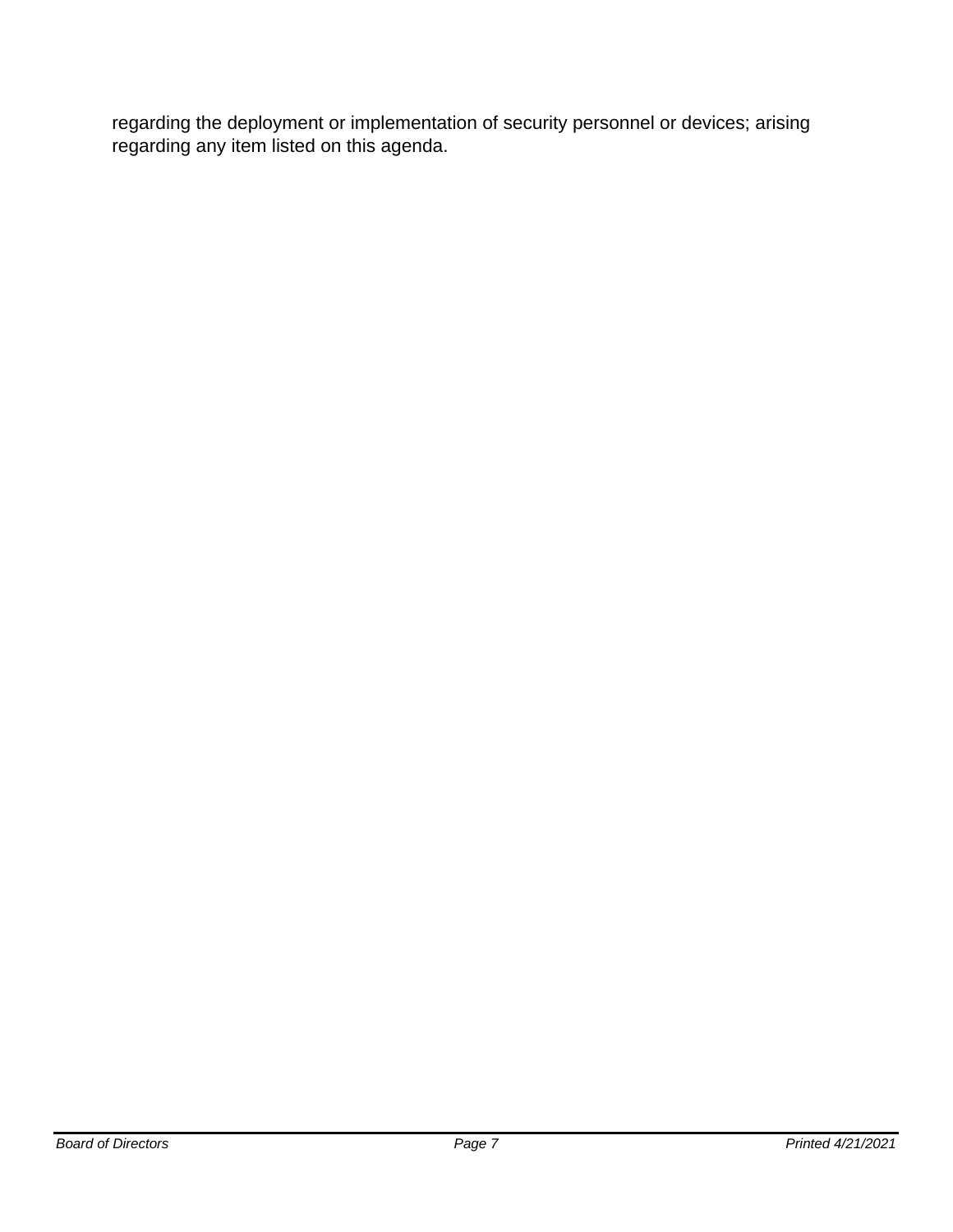regarding the deployment or implementation of security personnel or devices; arising regarding any item listed on this agenda.